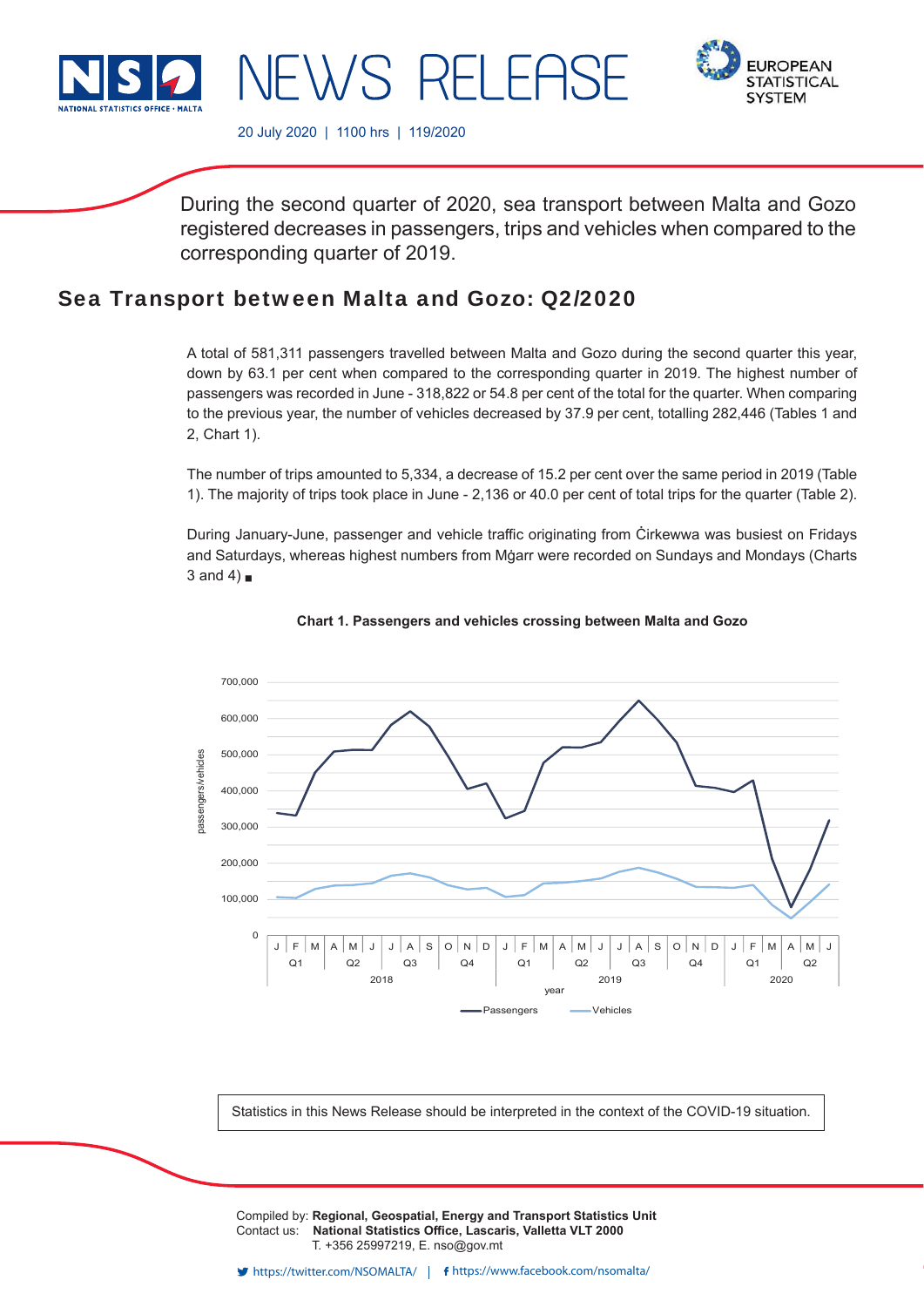NEWS RELEASE

20 July 2020 | 1100 hrs | 119/2020

During the second quarter of 2020, sea transport between Malta and Gozo registered decreases in passengers, trips and vehicles when compared to the corresponding quarter of 2019.

## Sea Transport between Malta and Gozo: Q2/2020

A total of 581,311 passengers travelled between Malta and Gozo during the second quarter this year, down by 63.1 per cent when compared to the corresponding quarter in 2019. The highest number of passengers was recorded in June - 318,822 or 54.8 per cent of the total for the quarter. When comparing to the previous year, the number of vehicles decreased by 37.9 per cent, totalling 282,446 (Tables 1 and 2, Chart 1).

The number of trips amounted to 5,334, a decrease of 15.2 per cent over the same period in 2019 (Table 1). The majority of trips took place in June - 2,136 or 40.0 per cent of total trips for the quarter (Table 2).

During January-June, passenger and vehicle traffic originating from Ċirkewwa was busiest on Fridays and Saturdays, whereas highest numbers from Mġarr were recorded on Sundays and Mondays (Charts 3 and 4) ■

**Chart 1. Passengers and vehicles crossing between Malta and Gozo**

passengers/vehicles

700,000
600,000
500,000
400,000
300,000
200,000
100,000
0

J F M A M J J A S O N D J F M A M J J A S O N D J F M A M J

Q1 Q2 Q3 Q4 Q1 Q2 Q3 Q4 Q1 Q2

2018 2019 2020

year

Passengers
Vehicles

Statistics in this News Release should be interpreted in the context of the COVID-19 situation.

Compiled by: **Regional, Geospatial, Energy and Transport Statistics Unit**
Contact us: **National Statistics Office, Lascaris, Valletta VLT 2000**
T. +356 25997219, E. nso@gov.mt

https://twitter.com/NSOMALTA/ | https://www.facebook.com/nsomalta/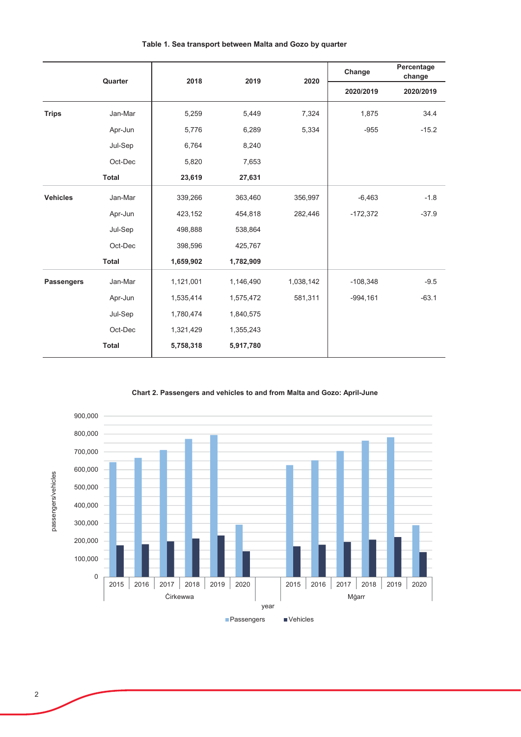Table 1. Sea transport between Malta and Gozo by quarter

| | Quarter | 2018 | 2019 | 2020 | Change | Percentage change |
|---|---|---|---|---|---|---|
| | | | | | 2020/2019 | 2020/2019 |
| **Trips** | Jan-Mar | 5,259 | 5,449 | 7,324 | 1,875 | 34.4 |
| | Apr-Jun | 5,776 | 6,289 | 5,334 | -955 | -15.2 |
| | Jul-Sep | 6,764 | 8,240 | | | |
| | Oct-Dec | 5,820 | 7,653 | | | |
| | **Total** | **23,619** | **27,631** | | | |
| **Vehicles** | Jan-Mar | 339,266 | 363,460 | 356,997 | -6,463 | -1.8 |
| | Apr-Jun | 423,152 | 454,818 | 282,446 | -172,372 | -37.9 |
| | Jul-Sep | 498,888 | 538,864 | | | |
| | Oct-Dec | 398,596 | 425,767 | | | |
| | **Total** | **1,659,902** | **1,782,909** | | | |
| **Passengers** | Jan-Mar | 1,121,001 | 1,146,490 | 1,038,142 | -108,348 | -9.5 |
| | Apr-Jun | 1,535,414 | 1,575,472 | 581,311 | -994,161 | -63.1 |
| | Jul-Sep | 1,780,474 | 1,840,575 | | | |
| | Oct-Dec | 1,321,429 | 1,355,243 | | | |
| | **Total** | **5,758,318** | **5,917,780** | | | |

Chart 2. Passengers and vehicles to and from Malta and Gozo: April-June

passengers/vehicles
900,000
800,000
700,000
600,000
500,000
400,000
300,000
200,000
100,000
0

2015 2016 2017 2018 2019 2020
Ċirkewwa

2015 2016 2017 2018 2019 2020
Mġarr

year

Passengers Vehicles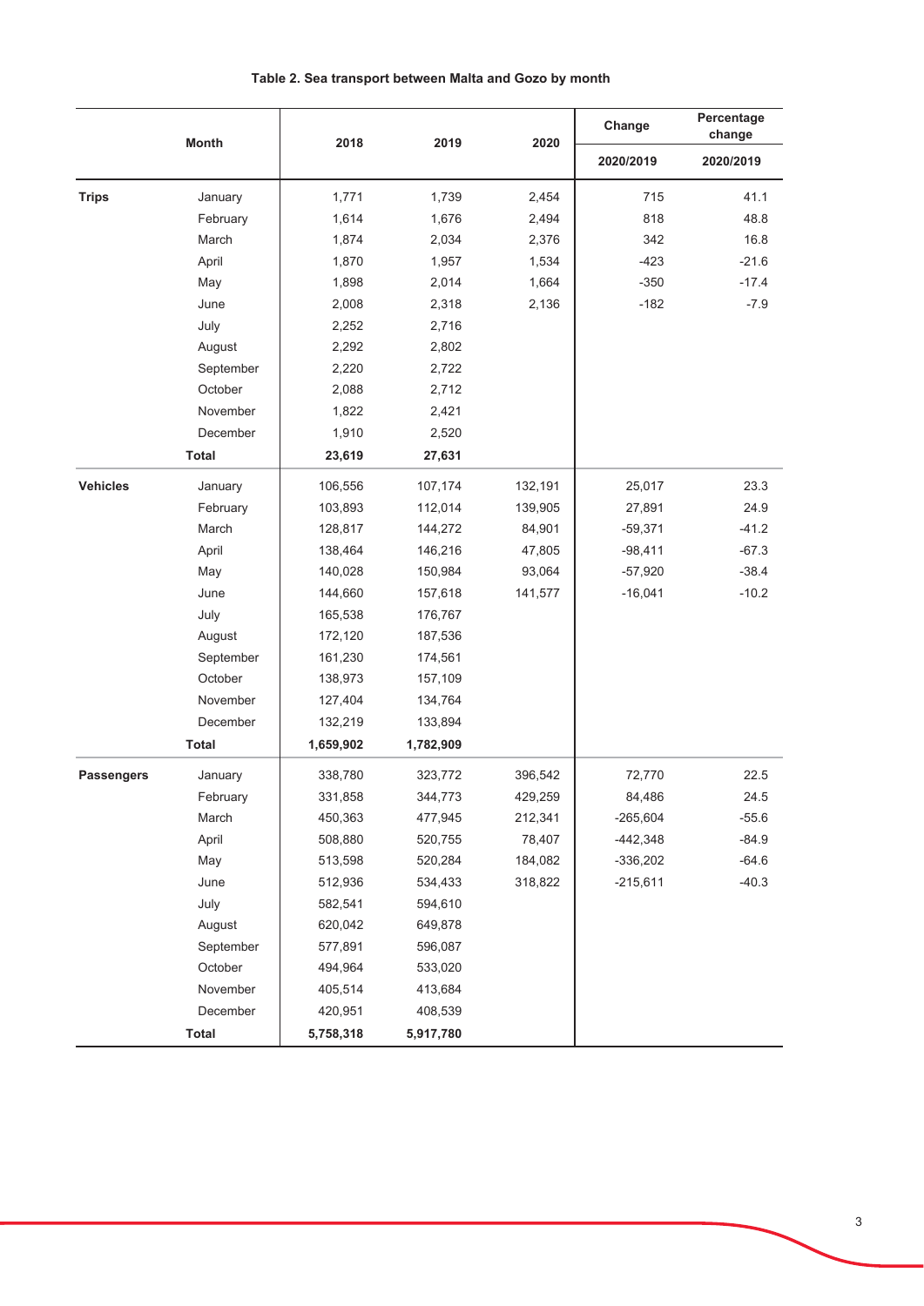**Table 2. Sea transport between Malta and Gozo by month**

| | Month | 2018 | 2019 | 2020 | Change | Percentage change |
|---|---|---|---|---|---|---|
| | | | | | 2020/2019 | 2020/2019 |
| **Trips** | January | 1,771 | 1,739 | 2,454 | 715 | 41.1 |
| | February | 1,614 | 1,676 | 2,494 | 818 | 48.8 |
| | March | 1,874 | 2,034 | 2,376 | 342 | 16.8 |
| | April | 1,870 | 1,957 | 1,534 | -423 | -21.6 |
| | May | 1,898 | 2,014 | 1,664 | -350 | -17.4 |
| | June | 2,008 | 2,318 | 2,136 | -182 | -7.9 |
| | July | 2,252 | 2,716 | | | |
| | August | 2,292 | 2,802 | | | |
| | September | 2,220 | 2,722 | | | |
| | October | 2,088 | 2,712 | | | |
| | November | 1,822 | 2,421 | | | |
| | December | 1,910 | 2,520 | | | |
| | **Total** | **23,619** | **27,631** | | | |
| **Vehicles** | January | 106,556 | 107,174 | 132,191 | 25,017 | 23.3 |
| | February | 103,893 | 112,014 | 139,905 | 27,891 | 24.9 |
| | March | 128,817 | 144,272 | 84,901 | -59,371 | -41.2 |
| | April | 138,464 | 146,216 | 47,805 | -98,411 | -67.3 |
| | May | 140,028 | 150,984 | 93,064 | -57,920 | -38.4 |
| | June | 144,660 | 157,618 | 141,577 | -16,041 | -10.2 |
| | July | 165,538 | 176,767 | | | |
| | August | 172,120 | 187,536 | | | |
| | September | 161,230 | 174,561 | | | |
| | October | 138,973 | 157,109 | | | |
| | November | 127,404 | 134,764 | | | |
| | December | 132,219 | 133,894 | | | |
| | **Total** | **1,659,902** | **1,782,909** | | | |
| **Passengers** | January | 338,780 | 323,772 | 396,542 | 72,770 | 22.5 |
| | February | 331,858 | 344,773 | 429,259 | 84,486 | 24.5 |
| | March | 450,363 | 477,945 | 212,341 | -265,604 | -55.6 |
| | April | 508,880 | 520,755 | 78,407 | -442,348 | -84.9 |
| | May | 513,598 | 520,284 | 184,082 | -336,202 | -64.6 |
| | June | 512,936 | 534,433 | 318,822 | -215,611 | -40.3 |
| | July | 582,541 | 594,610 | | | |
| | August | 620,042 | 649,878 | | | |
| | September | 577,891 | 596,087 | | | |
| | October | 494,964 | 533,020 | | | |
| | November | 405,514 | 413,684 | | | |
| | December | 420,951 | 408,539 | | | |
| | **Total** | **5,758,318** | **5,917,780** | | | |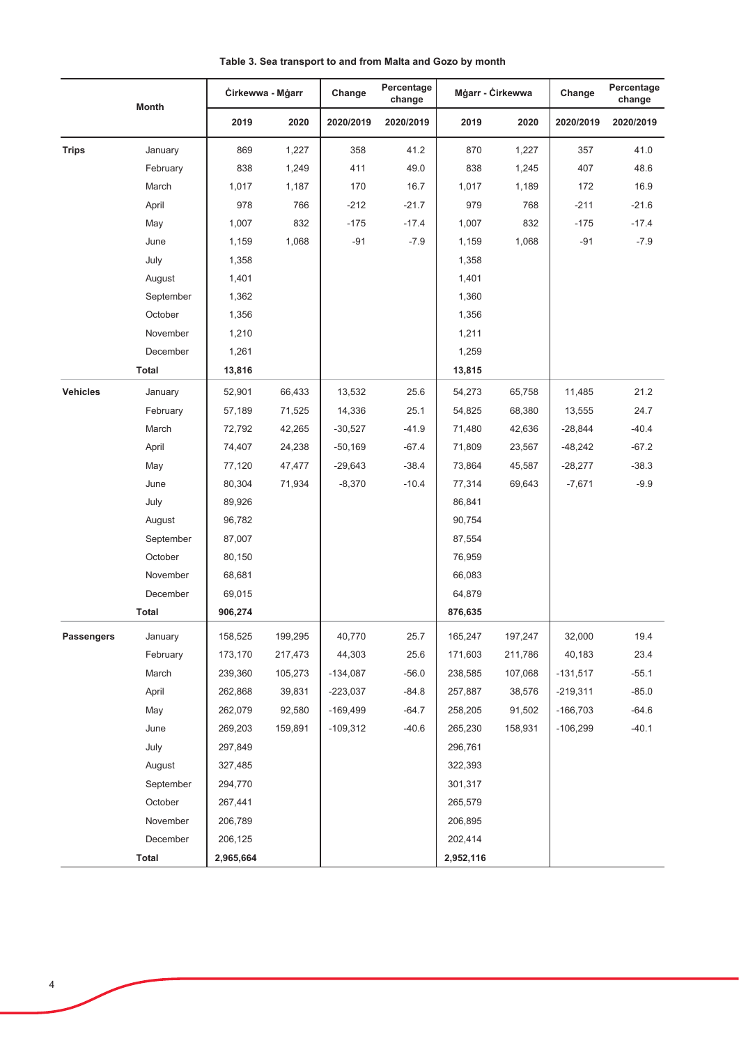**Table 3. Sea transport to and from Malta and Gozo by month**

| | Month | Ċirkewwa - Mġarr | | Change | Percentage change | Mġarr - Ċirkewwa | | Change | Percentage change |
|---|---|---|---|---|---|---|---|---|---|
| | | 2019 | 2020 | 2020/2019 | 2020/2019 | 2019 | 2020 | 2020/2019 | 2020/2019 |
| **Trips** | January | 869 | 1,227 | 358 | 41.2 | 870 | 1,227 | 357 | 41.0 |
| | February | 838 | 1,249 | 411 | 49.0 | 838 | 1,245 | 407 | 48.6 |
| | March | 1,017 | 1,187 | 170 | 16.7 | 1,017 | 1,189 | 172 | 16.9 |
| | April | 978 | 766 | -212 | -21.7 | 979 | 768 | -211 | -21.6 |
| | May | 1,007 | 832 | -175 | -17.4 | 1,007 | 832 | -175 | -17.4 |
| | June | 1,159 | 1,068 | -91 | -7.9 | 1,159 | 1,068 | -91 | -7.9 |
| | July | 1,358 | | | | 1,358 | | | |
| | August | 1,401 | | | | 1,401 | | | |
| | September | 1,362 | | | | 1,360 | | | |
| | October | 1,356 | | | | 1,356 | | | |
| | November | 1,210 | | | | 1,211 | | | |
| | December | 1,261 | | | | 1,259 | | | |
| | **Total** | **13,816** | | | | **13,815** | | | |
| **Vehicles** | January | 52,901 | 66,433 | 13,532 | 25.6 | 54,273 | 65,758 | 11,485 | 21.2 |
| | February | 57,189 | 71,525 | 14,336 | 25.1 | 54,825 | 68,380 | 13,555 | 24.7 |
| | March | 72,792 | 42,265 | -30,527 | -41.9 | 71,480 | 42,636 | -28,844 | -40.4 |
| | April | 74,407 | 24,238 | -50,169 | -67.4 | 71,809 | 23,567 | -48,242 | -67.2 |
| | May | 77,120 | 47,477 | -29,643 | -38.4 | 73,864 | 45,587 | -28,277 | -38.3 |
| | June | 80,304 | 71,934 | -8,370 | -10.4 | 77,314 | 69,643 | -7,671 | -9.9 |
| | July | 89,926 | | | | 86,841 | | | |
| | August | 96,782 | | | | 90,754 | | | |
| | September | 87,007 | | | | 87,554 | | | |
| | October | 80,150 | | | | 76,959 | | | |
| | November | 68,681 | | | | 66,083 | | | |
| | December | 69,015 | | | | 64,879 | | | |
| | **Total** | **906,274** | | | | **876,635** | | | |
| **Passengers** | January | 158,525 | 199,295 | 40,770 | 25.7 | 165,247 | 197,247 | 32,000 | 19.4 |
| | February | 173,170 | 217,473 | 44,303 | 25.6 | 171,603 | 211,786 | 40,183 | 23.4 |
| | March | 239,360 | 105,273 | -134,087 | -56.0 | 238,585 | 107,068 | -131,517 | -55.1 |
| | April | 262,868 | 39,831 | -223,037 | -84.8 | 257,887 | 38,576 | -219,311 | -85.0 |
| | May | 262,079 | 92,580 | -169,499 | -64.7 | 258,205 | 91,502 | -166,703 | -64.6 |
| | June | 269,203 | 159,891 | -109,312 | -40.6 | 265,230 | 158,931 | -106,299 | -40.1 |
| | July | 297,849 | | | | 296,761 | | | |
| | August | 327,485 | | | | 322,393 | | | |
| | September | 294,770 | | | | 301,317 | | | |
| | October | 267,441 | | | | 265,579 | | | |
| | November | 206,789 | | | | 206,895 | | | |
| | December | 206,125 | | | | 202,414 | | | |
| | **Total** | **2,965,664** | | | | **2,952,116** | | | |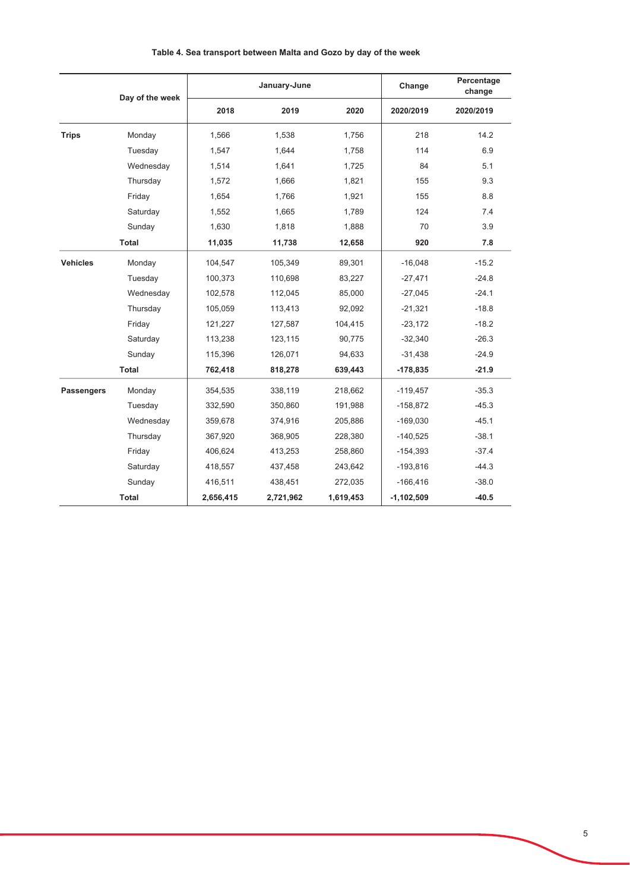**Table 4. Sea transport between Malta and Gozo by day of the week**

| | Day of the week | January-June | | | Change | Percentage change |
|---|---|---|---|---|---|---|
| | | 2018 | 2019 | 2020 | 2020/2019 | 2020/2019 |
| **Trips** | Monday | 1,566 | 1,538 | 1,756 | 218 | 14.2 |
| | Tuesday | 1,547 | 1,644 | 1,758 | 114 | 6.9 |
| | Wednesday | 1,514 | 1,641 | 1,725 | 84 | 5.1 |
| | Thursday | 1,572 | 1,666 | 1,821 | 155 | 9.3 |
| | Friday | 1,654 | 1,766 | 1,921 | 155 | 8.8 |
| | Saturday | 1,552 | 1,665 | 1,789 | 124 | 7.4 |
| | Sunday | 1,630 | 1,818 | 1,888 | 70 | 3.9 |
| | **Total** | **11,035** | **11,738** | **12,658** | **920** | **7.8** |
| **Vehicles** | Monday | 104,547 | 105,349 | 89,301 | -16,048 | -15.2 |
| | Tuesday | 100,373 | 110,698 | 83,227 | -27,471 | -24.8 |
| | Wednesday | 102,578 | 112,045 | 85,000 | -27,045 | -24.1 |
| | Thursday | 105,059 | 113,413 | 92,092 | -21,321 | -18.8 |
| | Friday | 121,227 | 127,587 | 104,415 | -23,172 | -18.2 |
| | Saturday | 113,238 | 123,115 | 90,775 | -32,340 | -26.3 |
| | Sunday | 115,396 | 126,071 | 94,633 | -31,438 | -24.9 |
| | **Total** | **762,418** | **818,278** | **639,443** | **-178,835** | **-21.9** |
| **Passengers** | Monday | 354,535 | 338,119 | 218,662 | -119,457 | -35.3 |
| | Tuesday | 332,590 | 350,860 | 191,988 | -158,872 | -45.3 |
| | Wednesday | 359,678 | 374,916 | 205,886 | -169,030 | -45.1 |
| | Thursday | 367,920 | 368,905 | 228,380 | -140,525 | -38.1 |
| | Friday | 406,624 | 413,253 | 258,860 | -154,393 | -37.4 |
| | Saturday | 418,557 | 437,458 | 243,642 | -193,816 | -44.3 |
| | Sunday | 416,511 | 438,451 | 272,035 | -166,416 | -38.0 |
| | **Total** | **2,656,415** | **2,721,962** | **1,619,453** | **-1,102,509** | **-40.5** |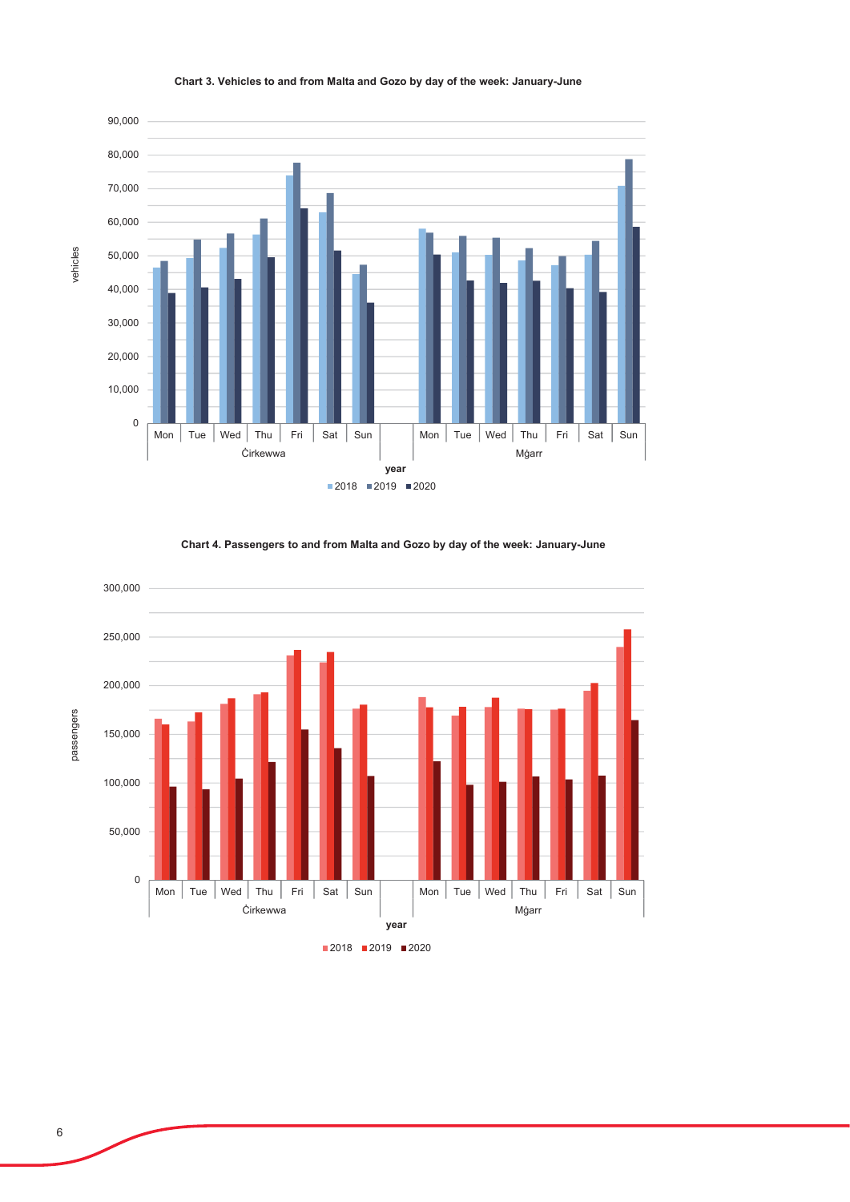**Chart 3. Vehicles to and from Malta and Gozo by day of the week: January-June**

vehicles

90,000
80,000
70,000
60,000
50,000
40,000
30,000
20,000
10,000
0

Mon Tue Wed Thu Fri Sat Sun
Ċirkewwa

Mon Tue Wed Thu Fri Sat Sun
Mġarr

year

2018 2019 2020

**Chart 4. Passengers to and from Malta and Gozo by day of the week: January-June**

passengers

300,000
250,000
200,000
150,000
100,000
50,000
0

Mon Tue Wed Thu Fri Sat Sun
Ċirkewwa

Mon Tue Wed Thu Fri Sat Sun
Mġarr

year

2018 2019 2020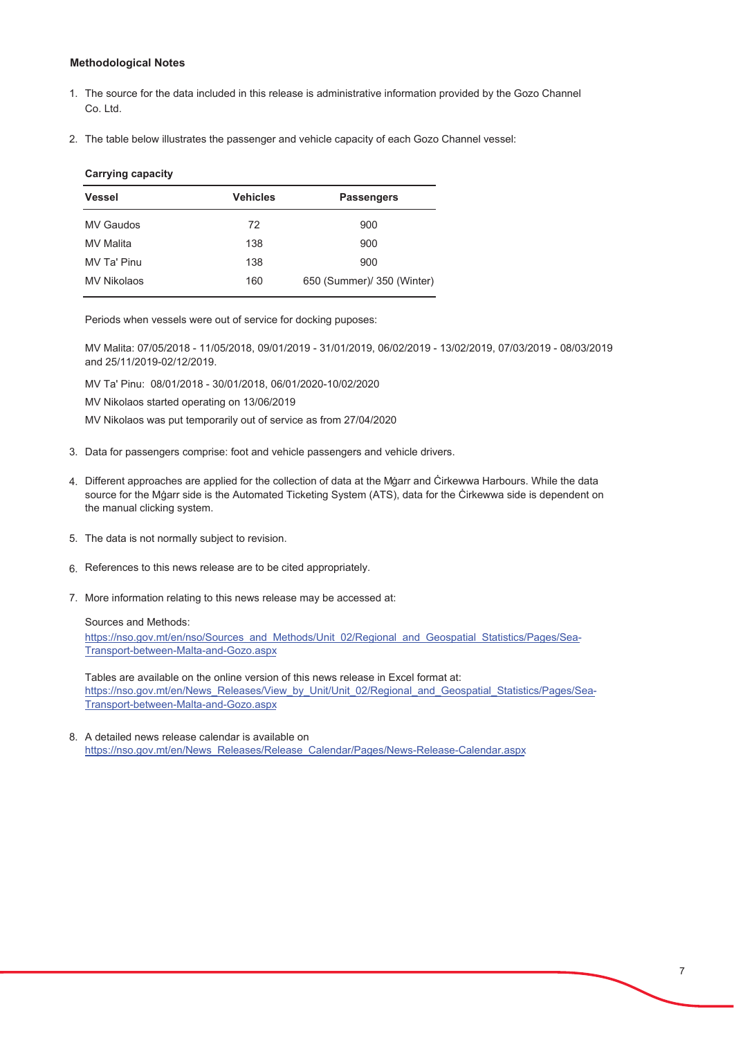**Methodological Notes**

1. The source for the data included in this release is administrative information provided by the Gozo Channel Co. Ltd.

2. The table below illustrates the passenger and vehicle capacity of each Gozo Channel vessel:

   **Carrying capacity**

   | Vessel | Vehicles | Passengers |
   |---|---|---|
   | MV Gaudos | 72 | 900 |
   | MV Malita | 138 | 900 |
   | MV Ta' Pinu | 138 | 900 |
   | MV Nikolaos | 160 | 650 (Summer)/ 350 (Winter) |

   Periods when vessels were out of service for docking puposes:

   MV Malita: 07/05/2018 - 11/05/2018, 09/01/2019 - 31/01/2019, 06/02/2019 - 13/02/2019, 07/03/2019 - 08/03/2019 and 25/11/2019-02/12/2019.

   MV Ta' Pinu: 08/01/2018 - 30/01/2018, 06/01/2020-10/02/2020

   MV Nikolaos started operating on 13/06/2019

   MV Nikolaos was put temporarily out of service as from 27/04/2020

3. Data for passengers comprise: foot and vehicle passengers and vehicle drivers.

4. Different approaches are applied for the collection of data at the Mġarr and Ċirkewwa Harbours. While the data source for the Mġarr side is the Automated Ticketing System (ATS), data for the Ċirkewwa side is dependent on the manual clicking system.

5. The data is not normally subject to revision.

6. References to this news release are to be cited appropriately.

7. More information relating to this news release may be accessed at:

   Sources and Methods:
   https://nso.gov.mt/en/nso/Sources_and_Methods/Unit_02/Regional_and_Geospatial_Statistics/Pages/Sea-Transport-between-Malta-and-Gozo.aspx

   Tables are available on the online version of this news release in Excel format at:
   https://nso.gov.mt/en/News_Releases/View_by_Unit/Unit_02/Regional_and_Geospatial_Statistics/Pages/Sea-Transport-between-Malta-and-Gozo.aspx

8. A detailed news release calendar is available on
   https://nso.gov.mt/en/News_Releases/Release_Calendar/Pages/News-Release-Calendar.aspx